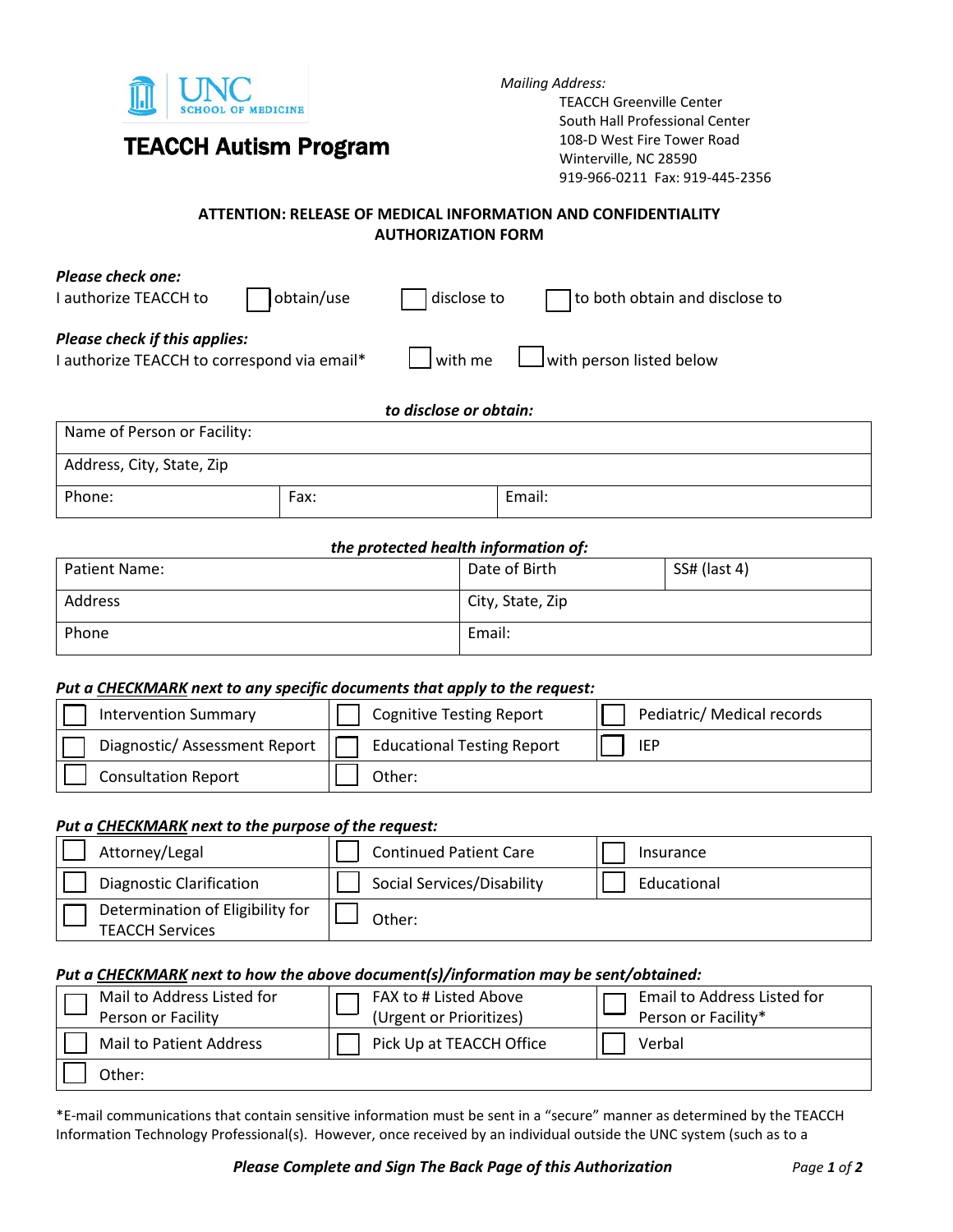UNC School of Medicine

# TEACCH Autism Program

*Mailing Address:*
TEACCH Greenville Center
South Hall Professional Center
108-D West Fire Tower Road
Winterville, NC 28590
919-966-0211 Fax: 919-445-2356

## ATTENTION: RELEASE OF MEDICAL INFORMATION AND CONFIDENTIALITY AUTHORIZATION FORM

***Please check one:***
I authorize TEACCH to ☐ obtain/use ☐ disclose to ☐ to both obtain and disclose to

***Please check if this applies:***
I authorize TEACCH to correspond via email* ☐ with me ☐ with person listed below

***to disclose or obtain:***

| Name of Person or Facility: | | |
|---|---|---|
| Address, City, State, Zip | | |
| Phone: | Fax: | Email: |

***the protected health information of:***

| Patient Name: | Date of Birth | SS# (last 4) |
|---|---|---|
| Address | City, State, Zip | |
| Phone | Email: | |

***Put a CHECKMARK next to any specific documents that apply to the request:***

| | | |
|---|---|---|
| ☐ Intervention Summary | ☐ Cognitive Testing Report | ☐ Pediatric/ Medical records |
| ☐ Diagnostic/ Assessment Report | ☐ Educational Testing Report | ☐ IEP |
| ☐ Consultation Report | ☐ Other: | |

***Put a CHECKMARK next to the purpose of the request:***

| | | |
|---|---|---|
| ☐ Attorney/Legal | ☐ Continued Patient Care | ☐ Insurance |
| ☐ Diagnostic Clarification | ☐ Social Services/Disability | ☐ Educational |
| ☐ Determination of Eligibility for TEACCH Services | ☐ Other: | |

***Put a CHECKMARK next to how the above document(s)/information may be sent/obtained:***

| | | |
|---|---|---|
| ☐ Mail to Address Listed for Person or Facility | ☐ FAX to # Listed Above (Urgent or Prioritizes) | ☐ Email to Address Listed for Person or Facility* |
| ☐ Mail to Patient Address | ☐ Pick Up at TEACCH Office | ☐ Verbal |
| ☐ Other: | | |

*E-mail communications that contain sensitive information must be sent in a "secure" manner as determined by the TEACCH Information Technology Professional(s). However, once received by an individual outside the UNC system (such as to a

***Please Complete and Sign The Back Page of this Authorization***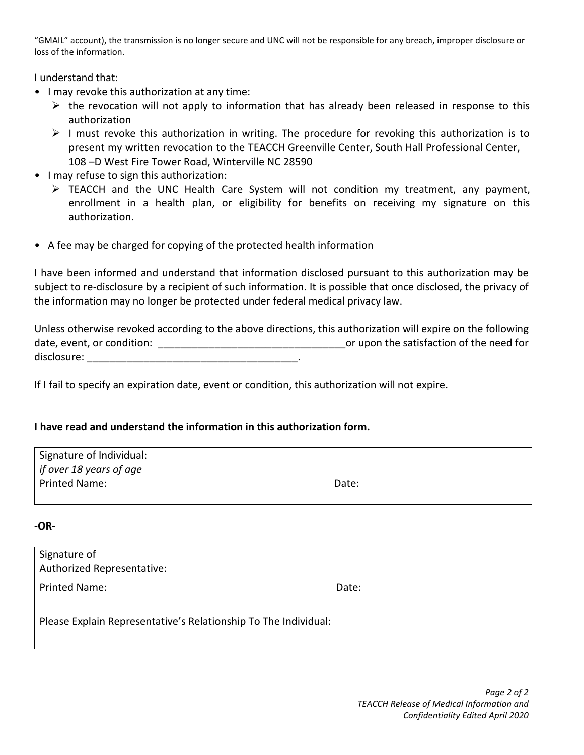"GMAIL" account), the transmission is no longer secure and UNC will not be responsible for any breach, improper disclosure or loss of the information.

I understand that:

- I may revoke this authorization at any time:
  - the revocation will not apply to information that has already been released in response to this authorization
  - I must revoke this authorization in writing. The procedure for revoking this authorization is to present my written revocation to the TEACCH Greenville Center, South Hall Professional Center, 108 –D West Fire Tower Road, Winterville NC 28590
- I may refuse to sign this authorization:
  - TEACCH and the UNC Health Care System will not condition my treatment, any payment, enrollment in a health plan, or eligibility for benefits on receiving my signature on this authorization.
- A fee may be charged for copying of the protected health information

I have been informed and understand that information disclosed pursuant to this authorization may be subject to re-disclosure by a recipient of such information. It is possible that once disclosed, the privacy of the information may no longer be protected under federal medical privacy law.

Unless otherwise revoked according to the above directions, this authorization will expire on the following date, event, or condition: ________________________________or upon the satisfaction of the need for disclosure: _____________________________________.

If I fail to specify an expiration date, event or condition, this authorization will not expire.

**I have read and understand the information in this authorization form.**

| | |
|---|---|
| Signature of Individual: *if over 18 years of age* | |
| Printed Name: | Date: |

**-OR-**

| | |
|---|---|
| Signature of Authorized Representative: | |
| Printed Name: | Date: |
| Please Explain Representative's Relationship To The Individual: | |